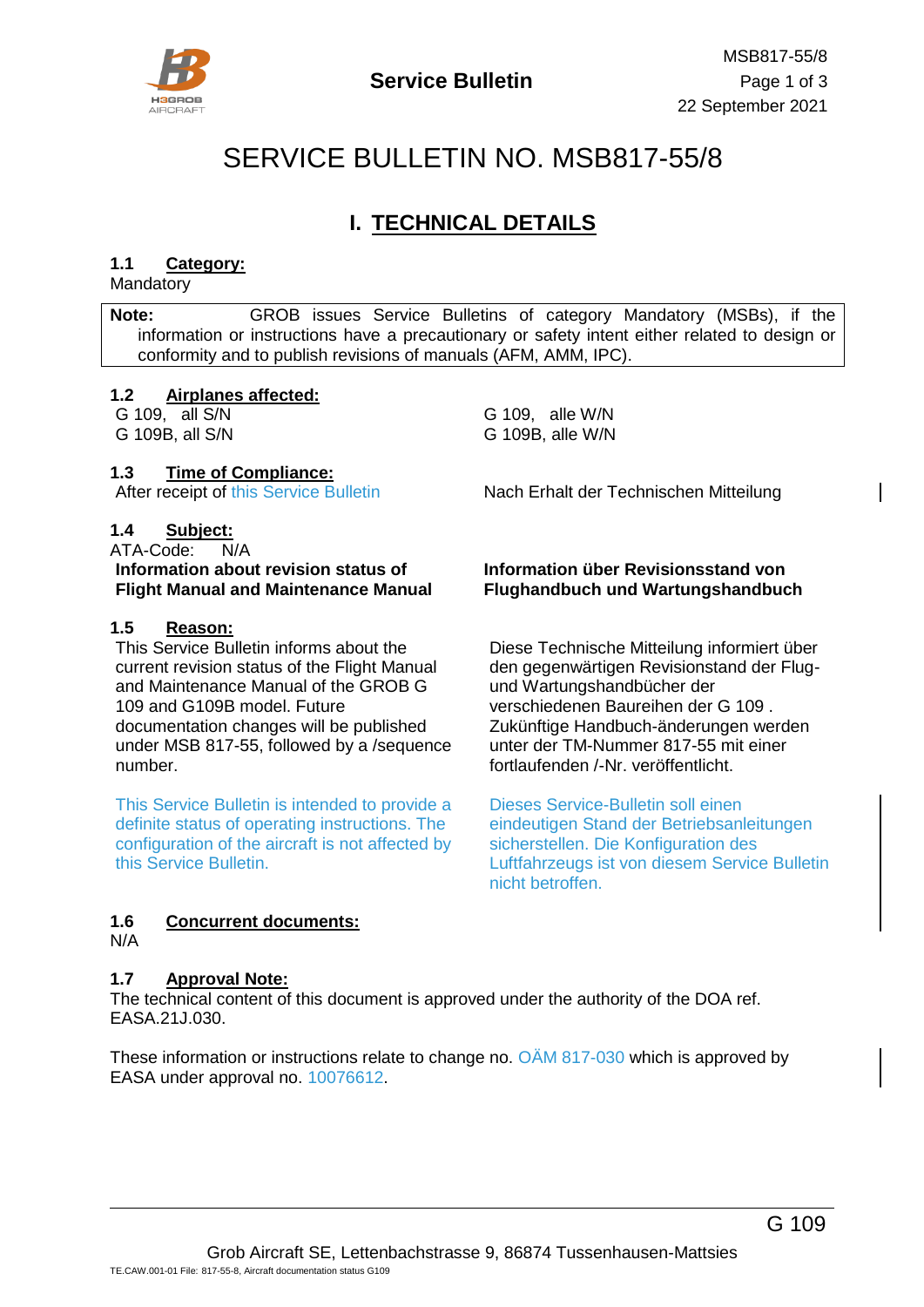# SERVICE BULLETIN NO. MSB817-55/8

## I. TECHNICAL DETAILS

### 1.1 Category:

Mandatory

> **Note:** GROB issues Service Bulletins of category Mandatory (MSBs), if the information or instructions have a precautionary or safety intent either related to design or conformity and to publish revisions of manuals (AFM, AMM, IPC).

### 1.2 Airplanes affected:

G 109, all S/N
G 109B, all S/N

G 109, alle W/N
G 109B, alle W/N

### 1.3 Time of Compliance:

After receipt of this Service Bulletin

Nach Erhalt der Technischen Mitteilung

### 1.4 Subject:

ATA-Code: N/A

**Information about revision status of Flight Manual and Maintenance Manual**

**Information über Revisionsstand von Flughandbuch und Wartungshandbuch**

### 1.5 Reason:

This Service Bulletin informs about the current revision status of the Flight Manual and Maintenance Manual of the GROB G 109 and G109B model. Future documentation changes will be published under MSB 817-55, followed by a /sequence number.

Diese Technische Mitteilung informiert über den gegenwärtigen Revisionsstand der Flug- und Wartungshandbücher der verschiedenen Baureihen der G 109 . Zukünftige Handbuch-änderungen werden unter der TM-Nummer 817-55 mit einer fortlaufenden /-Nr. veröffentlicht.

This Service Bulletin is intended to provide a definite status of operating instructions. The configuration of the aircraft is not affected by this Service Bulletin.

Dieses Service-Bulletin soll einen eindeutigen Stand der Betriebsanleitungen sicherstellen. Die Konfiguration des Luftfahrzeugs ist von diesem Service Bulletin nicht betroffen.

### 1.6 Concurrent documents:

N/A

### 1.7 Approval Note:

The technical content of this document is approved under the authority of the DOA ref. EASA.21J.030.

These information or instructions relate to change no. OÄM 817-030 which is approved by EASA under approval no. 10076612.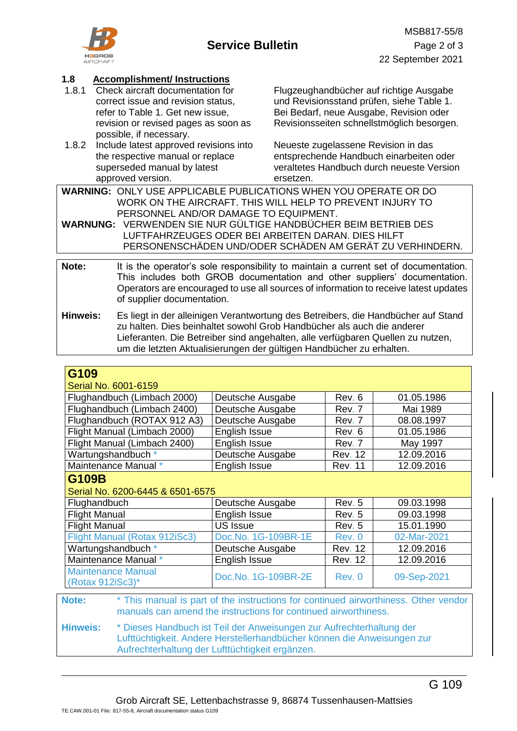## 1.8 Accomplishment/ Instructions

1.8.1 Check aircraft documentation for correct issue and revision status, refer to Table 1. Get new issue, revision or revised pages as soon as possible, if necessary.

Flugzeughandbücher auf richtige Ausgabe und Revisionsstand prüfen, siehe Table 1. Bei Bedarf, neue Ausgabe, Revision oder Revisionsseiten schnellstmöglich besorgen.

1.8.2 Include latest approved revisions into the respective manual or replace superseded manual by latest approved version.

Neueste zugelassene Revision in das entsprechende Handbuch einarbeiten oder veraltetes Handbuch durch neueste Version ersetzen.

**WARNING:** ONLY USE APPLICABLE PUBLICATIONS WHEN YOU OPERATE OR DO WORK ON THE AIRCRAFT. THIS WILL HELP TO PREVENT INJURY TO PERSONNEL AND/OR DAMAGE TO EQUIPMENT.

**WARNUNG:** VERWENDEN SIE NUR GÜLTIGE HANDBÜCHER BEIM BETRIEB DES LUFTFAHRZEUGES ODER BEI ARBEITEN DARAN. DIES HILFT PERSONENSCHÄDEN UND/ODER SCHÄDEN AM GERÄT ZU VERHINDERN.

**Note:** It is the operator's sole responsibility to maintain a current set of documentation. This includes both GROB documentation and other suppliers' documentation. Operators are encouraged to use all sources of information to receive latest updates of supplier documentation.

**Hinweis:** Es liegt in der alleinigen Verantwortung des Betreibers, die Handbücher auf Stand zu halten. Dies beinhaltet sowohl Grob Handbücher als auch die anderer Lieferanten. Die Betreiber sind angehalten, alle verfügbaren Quellen zu nutzen, um die letzten Aktualisierungen der gültigen Handbücher zu erhalten.

| | | | |
|---|---|---|---|
| **G109**<br>Serial No. 6001-6159 | | | |
| Flughandbuch (Limbach 2000) | Deutsche Ausgabe | Rev. 6 | 01.05.1986 |
| Flughandbuch (Limbach 2400) | Deutsche Ausgabe | Rev. 7 | Mai 1989 |
| Flughandbuch (ROTAX 912 A3) | Deutsche Ausgabe | Rev. 7 | 08.08.1997 |
| Flight Manual (Limbach 2000) | English Issue | Rev. 6 | 01.05.1986 |
| Flight Manual (Limbach 2400) | English Issue | Rev. 7 | May 1997 |
| Wartungshandbuch * | Deutsche Ausgabe | Rev. 12 | 12.09.2016 |
| Maintenance Manual * | English Issue | Rev. 11 | 12.09.2016 |
| **G109B**<br>Serial No. 6200-6445 & 6501-6575 | | | |
| Flughandbuch | Deutsche Ausgabe | Rev. 5 | 09.03.1998 |
| Flight Manual | English Issue | Rev. 5 | 09.03.1998 |
| Flight Manual | US Issue | Rev. 5 | 15.01.1990 |
| Flight Manual (Rotax 912iSc3) | Doc.No. 1G-109BR-1E | Rev. 0 | 02-Mar-2021 |
| Wartungshandbuch * | Deutsche Ausgabe | Rev. 12 | 12.09.2016 |
| Maintenance Manual * | English Issue | Rev. 12 | 12.09.2016 |
| Maintenance Manual (Rotax 912iSc3)* | Doc.No. 1G-109BR-2E | Rev. 0 | 09-Sep-2021 |

**Note:** * This manual is part of the instructions for continued airworthiness. Other vendor manuals can amend the instructions for continued airworthiness.

**Hinweis:** * Dieses Handbuch ist Teil der Anweisungen zur Aufrechterhaltung der Lufttüchtigkeit. Andere Herstellerhandbücher können die Anweisungen zur Aufrechterhaltung der Lufttüchtigkeit ergänzen.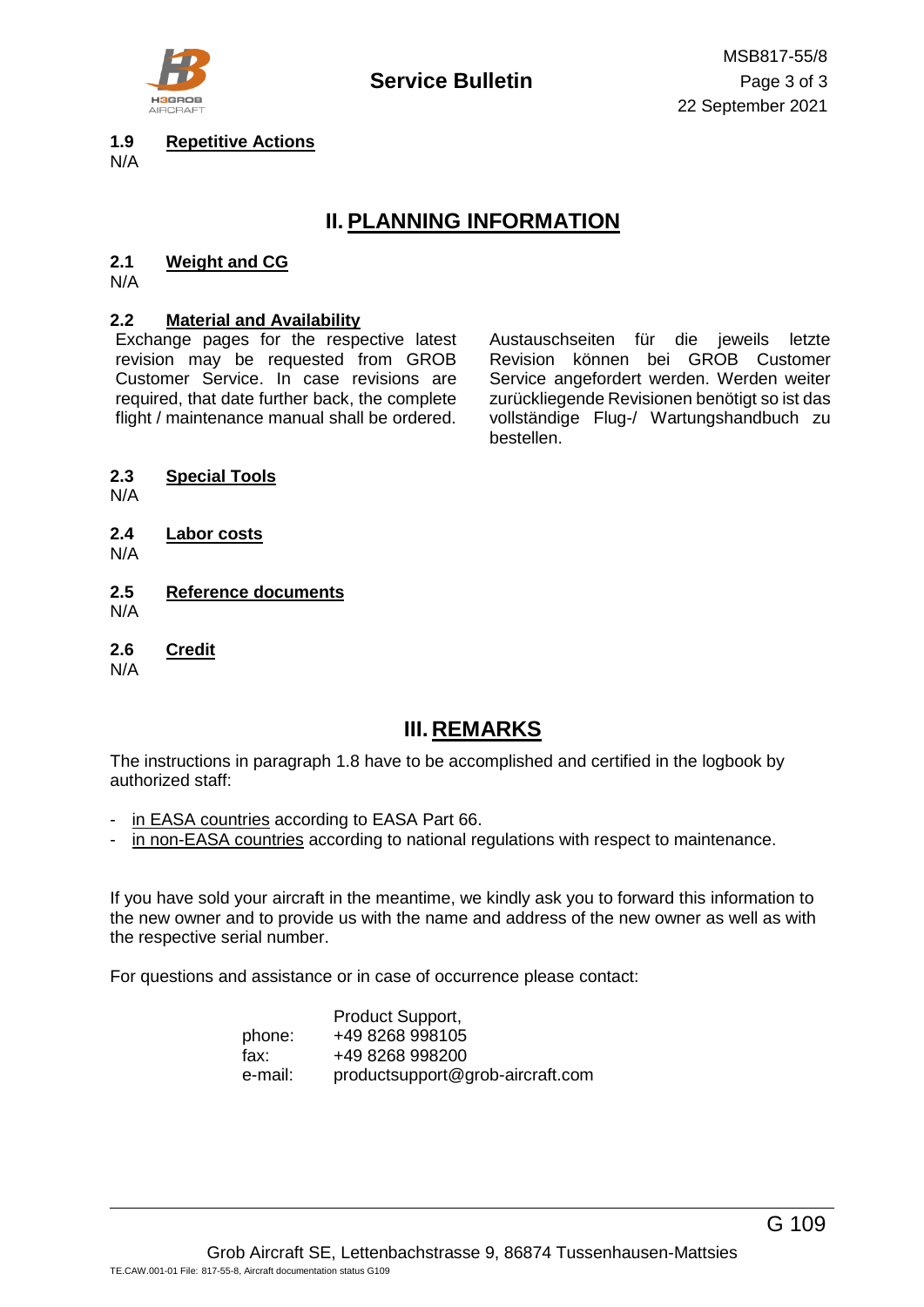### 1.9 Repetitive Actions

N/A

## II. PLANNING INFORMATION

### 2.1 Weight and CG

N/A

### 2.2 Material and Availability

Exchange pages for the respective latest revision may be requested from GROB Customer Service. In case revisions are required, that date further back, the complete flight / maintenance manual shall be ordered.

Austauschseiten für die jeweils letzte Revision können bei GROB Customer Service angefordert werden. Werden weiter zurückliegende Revisionen benötigt so ist das vollständige Flug-/ Wartungshandbuch zu bestellen.

### 2.3 Special Tools

N/A

### 2.4 Labor costs

N/A

### 2.5 Reference documents

N/A

### 2.6 Credit

N/A

## III. REMARKS

The instructions in paragraph 1.8 have to be accomplished and certified in the logbook by authorized staff:

- in EASA countries according to EASA Part 66.
- in non-EASA countries according to national regulations with respect to maintenance.

If you have sold your aircraft in the meantime, we kindly ask you to forward this information to the new owner and to provide us with the name and address of the new owner as well as with the respective serial number.

For questions and assistance or in case of occurrence please contact:

Product Support,
phone: +49 8268 998105
fax: +49 8268 998200
e-mail: productsupport@grob-aircraft.com

G 109

Grob Aircraft SE, Lettenbachstrasse 9, 86874 Tussenhausen-Mattsies

TE.CAW.001-01 File: 817-55-8, Aircraft documentation status G109